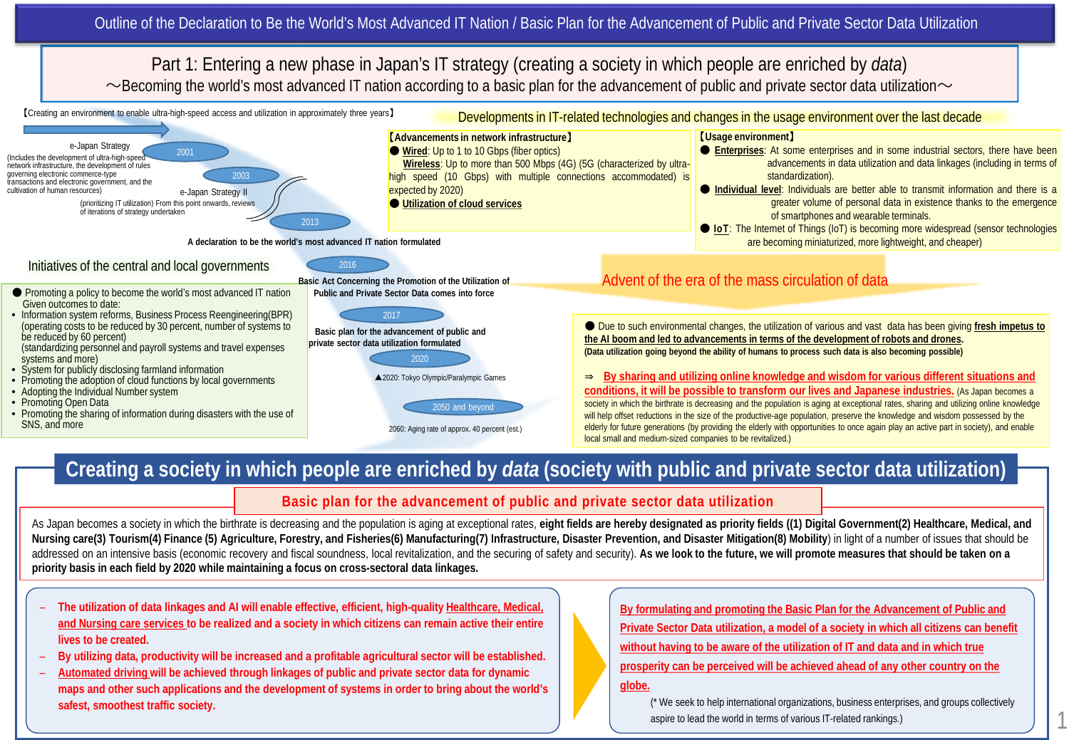# Outline of the Declaration to Be the World's Most Advanced IT Nation / Basic Plan for the Advancement of Public and Private Sector Data Utilization

## Part 1: Entering a new phase in Japan's IT strategy (creating a society in which people are enriched by *data*)

～Becoming the world's most advanced IT nation according to a basic plan for the advancement of public and private sector data utilization～

【Creating an environment to enable ultra-high-speed access and utilization in approximately three years】

e-Japan Strategy

(Includes the development of ultra-high-speed network infrastructure, the development of rules governing electronic commerce-type transactions and electronic government, and the cultivation of human resources)

2001

2003

e-Japan Strategy II

(prioritizing IT utilization) From this point onwards, reviews of iterations of strategy undertaken

2013

A declaration to be the world's most advanced IT nation formulated

2016

Basic Act Concerning the Promotion of the Utilization of Public and Private Sector Data comes into force

2017

Basic plan for the advancement of public and private sector data utilization formulated

2020

▲2020: Tokyo Olympic/Paralympic Games

2050 and beyond

2060: Aging rate of approx. 40 percent (est.)

### Initiatives of the central and local governments

- Promoting a policy to become the world's most advanced IT nation
  Given outcomes to date:
  - Information system reforms, Business Process Reengineering(BPR) (operating costs to be reduced by 30 percent, number of systems to be reduced by 60 percent) (standardizing personnel and payroll systems and travel expenses systems and more)
  - System for publicly disclosing farmland information
  - Promoting the adoption of cloud functions by local governments
  - Adopting the Individual Number system
  - Promoting Open Data
  - Promoting the sharing of information during disasters with the use of SNS, and more

### Developments in IT-related technologies and changes in the usage environment over the last decade

**【Advancements in network infrastructure】**

- **Wired**: Up to 1 to 10 Gbps (fiber optics)
  **Wireless**: Up to more than 500 Mbps (4G) (5G (characterized by ultra-high speed (10 Gbps) with multiple connections accommodated) is expected by 2020)
- **Utilization of cloud services**

**【Usage environment】**

- **Enterprises**: At some enterprises and in some industrial sectors, there have been advancements in data utilization and data linkages (including in terms of standardization).
- **Individual level**: Individuals are better able to transmit information and there is a greater volume of personal data in existence thanks to the emergence of smartphones and wearable terminals.
- **IoT**: The Internet of Things (IoT) is becoming more widespread (sensor technologies are becoming miniaturized, more lightweight, and cheaper)

### Advent of the era of the mass circulation of data

- Due to such environmental changes, the utilization of various and vast data has been giving **fresh impetus to the AI boom and led to advancements in terms of the development of robots and drones.**
  **(Data utilization going beyond the ability of humans to process such data is also becoming possible)**

⇒ **By sharing and utilizing online knowledge and wisdom for various different situations and conditions, it will be possible to transform our lives and Japanese industries.** (As Japan becomes a society in which the birthrate is decreasing and the population is aging at exceptional rates, sharing and utilizing online knowledge will help offset reductions in the size of the productive-age population, preserve the knowledge and wisdom possessed by the elderly for future generations (by providing the elderly with opportunities to once again play an active part in society), and enable local small and medium-sized companies to be revitalized.)

## Creating a society in which people are enriched by *data* (society with public and private sector data utilization)

### Basic plan for the advancement of public and private sector data utilization

As Japan becomes a society in which the birthrate is decreasing and the population is aging at exceptional rates, **eight fields are hereby designated as priority fields ((1) Digital Government(2) Healthcare, Medical, and Nursing care(3) Tourism(4) Finance (5) Agriculture, Forestry, and Fisheries(6) Manufacturing(7) Infrastructure, Disaster Prevention, and Disaster Mitigation(8) Mobility)** in light of a number of issues that should be addressed on an intensive basis (economic recovery and fiscal soundness, local revitalization, and the securing of safety and security). **As we look to the future, we will promote measures that should be taken on a priority basis in each field by 2020 while maintaining a focus on cross-sectoral data linkages.**

- **The utilization of data linkages and AI will enable effective, efficient, high-quality Healthcare, Medical, and Nursing care services to be realized and a society in which citizens can remain active their entire lives to be created.**
- **By utilizing data, productivity will be increased and a profitable agricultural sector will be established.**
- **Automated driving will be achieved through linkages of public and private sector data for dynamic maps and other such applications and the development of systems in order to bring about the world's safest, smoothest traffic society.**

**By formulating and promoting the Basic Plan for the Advancement of Public and Private Sector Data utilization, a model of a society in which all citizens can benefit without having to be aware of the utilization of IT and data and in which true prosperity can be perceived will be achieved ahead of any other country on the globe.**

(* We seek to help international organizations, business enterprises, and groups collectively aspire to lead the world in terms of various IT-related rankings.)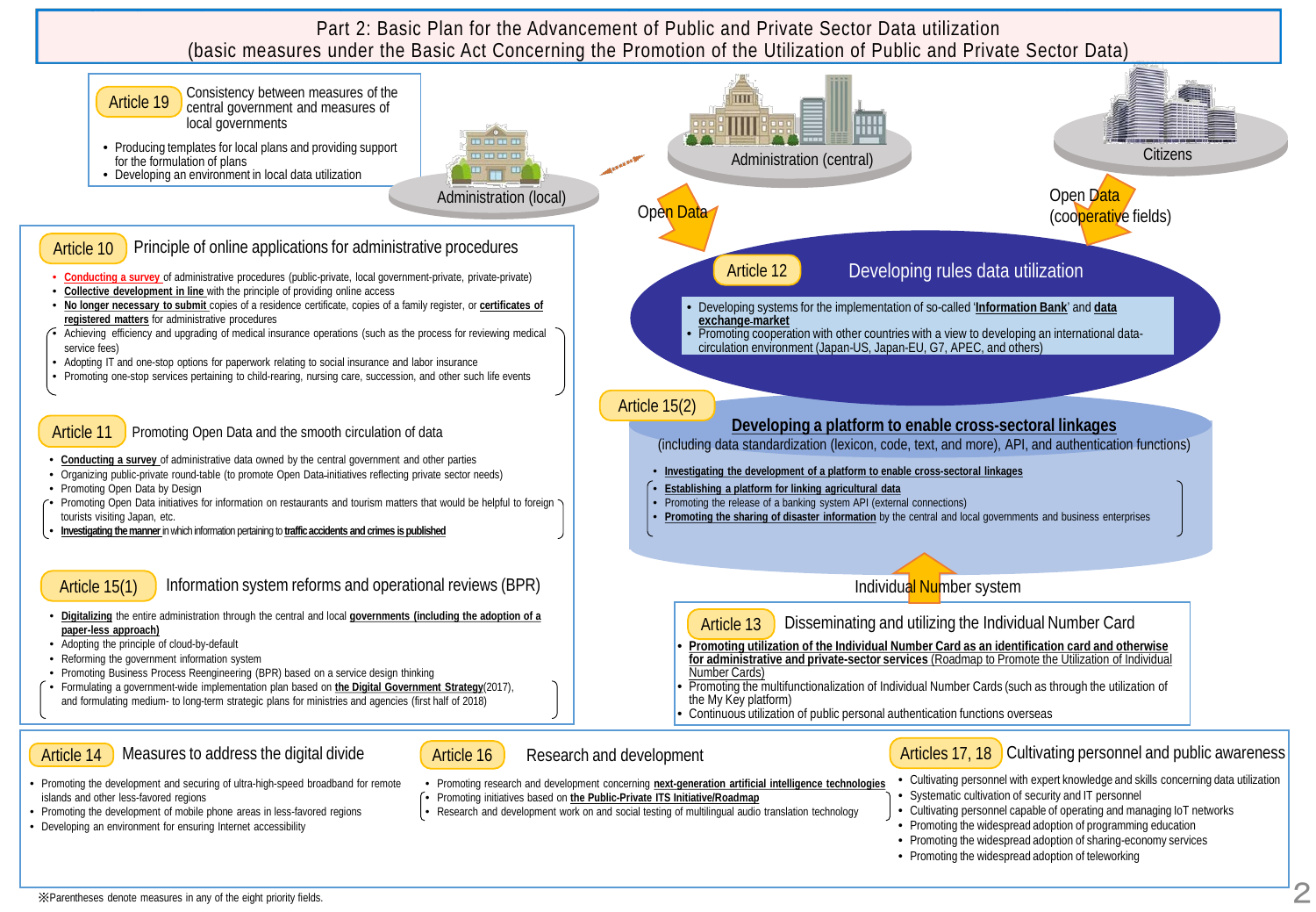# Part 2: Basic Plan for the Advancement of Public and Private Sector Data utilization
(basic measures under the Basic Act Concerning the Promotion of the Utilization of Public and Private Sector Data)

## Article 19 Consistency between measures of the central government and measures of local governments

- Producing templates for local plans and providing support for the formulation of plans
- Developing an environment in local data utilization

Administration (local)

Administration (central)

Citizens

Open Data

Open Data (cooperative fields)

## Article 10 Principle of online applications for administrative procedures

- **Conducting a survey** of administrative procedures (public-private, local government-private, private-private)
- **Collective development in line** with the principle of providing online access
- **No longer necessary to submit** copies of a residence certificate, copies of a family register, or **certificates of registered matters** for administrative procedures
- (Achieving efficiency and upgrading of medical insurance operations (such as the process for reviewing medical service fees)
- Adopting IT and one-stop options for paperwork relating to social insurance and labor insurance
- Promoting one-stop services pertaining to child-rearing, nursing care, succession, and other such life events)

## Article 12 Developing rules data utilization

- Developing systems for the implementation of so-called '**Information Bank**' and **data exchange-market**
- Promoting cooperation with other countries with a view to developing an international data-circulation environment (Japan-US, Japan-EU, G7, APEC, and others)

## Article 11 Promoting Open Data and the smooth circulation of data

- **Conducting a survey** of administrative data owned by the central government and other parties
- Organizing public-private round-table (to promote Open Data-initiatives reflecting private sector needs)
- Promoting Open Data by Design
- (Promoting Open Data initiatives for information on restaurants and tourism matters that would be helpful to foreign tourists visiting Japan, etc.
- **Investigating the manner** in which information pertaining to **traffic accidents and crimes is published**)

## Article 15(2) Developing a platform to enable cross-sectoral linkages

(including data standardization (lexicon, code, text, and more), API, and authentication functions)

- **Investigating the development of a platform to enable cross-sectoral linkages**
- (**Establishing a platform for linking agricultural data**
- Promoting the release of a banking system API (external connections)
- **Promoting the sharing of disaster information** by the central and local governments and business enterprises)

## Article 15(1) Information system reforms and operational reviews (BPR)

- **Digitalizing** the entire administration through the central and local **governments (including the adoption of a paper-less approach)**
- Adopting the principle of cloud-by-default
- Reforming the government information system
- Promoting Business Process Reengineering (BPR) based on a service design thinking
- (Formulating a government-wide implementation plan based on **the Digital Government Strategy**(2017), and formulating medium- to long-term strategic plans for ministries and agencies (first half of 2018))

Individual Number system

## Article 13 Disseminating and utilizing the Individual Number Card

- **Promoting utilization of the Individual Number Card as an identification card and otherwise for administrative and private-sector services** (Roadmap to Promote the Utilization of Individual Number Cards)
- Promoting the multifunctionalization of Individual Number Cards (such as through the utilization of the My Key platform)
- Continuous utilization of public personal authentication functions overseas

## Article 14 Measures to address the digital divide

- Promoting the development and securing of ultra-high-speed broadband for remote islands and other less-favored regions
- Promoting the development of mobile phone areas in less-favored regions
- Developing an environment for ensuring Internet accessibility

## Article 16 Research and development

- Promoting research and development concerning **next-generation artificial intelligence technologies**
- (Promoting initiatives based on **the Public-Private ITS Initiative/Roadmap**
- Research and development work on and social testing of multilingual audio translation technology)

## Articles 17, 18 Cultivating personnel and public awareness

- Cultivating personnel with expert knowledge and skills concerning data utilization
- Systematic cultivation of security and IT personnel
- Cultivating personnel capable of operating and managing IoT networks
- Promoting the widespread adoption of programming education
- Promoting the widespread adoption of sharing-economy services
- Promoting the widespread adoption of teleworking

※Parentheses denote measures in any of the eight priority fields.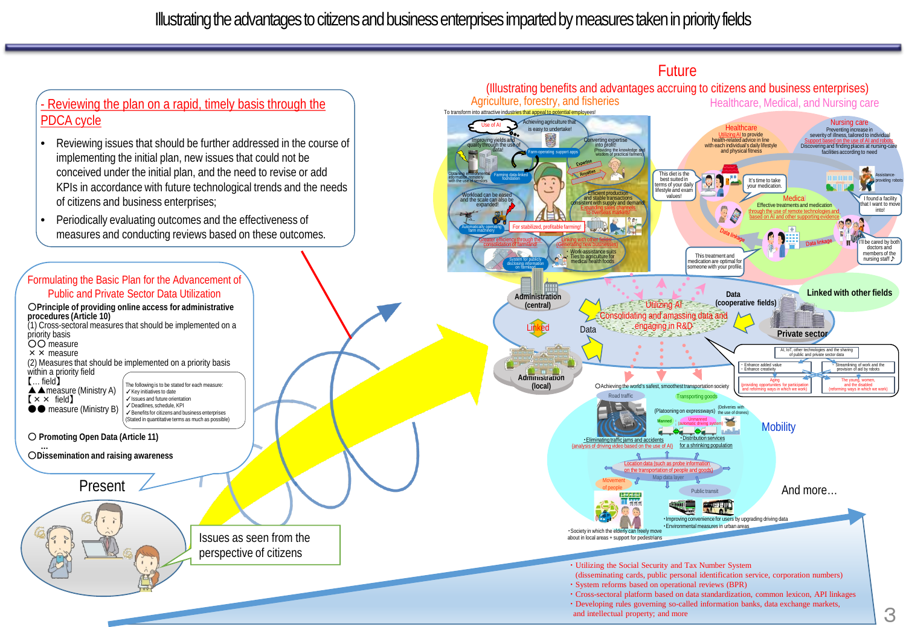# Illustrating the advantages to citizens and business enterprises imparted by measures taken in priority fields

## - Reviewing the plan on a rapid, timely basis through the PDCA cycle

- Reviewing issues that should be further addressed in the course of implementing the initial plan, new issues that could not be conceived under the initial plan, and the need to revise or add KPIs in accordance with future technological trends and the needs of citizens and business enterprises;
- Periodically evaluating outcomes and the effectiveness of measures and conducting reviews based on these outcomes.

## Formulating the Basic Plan for the Advancement of Public and Private Sector Data Utilization

**〇Principle of providing online access for administrative procedures (Article 10)**

(1) Cross-sectoral measures that should be implemented on a priority basis

〇〇 measure

× × measure

(2) Measures that should be implemented on a priority basis within a priority field

【… field】

▲▲measure (Ministry A)

【× × field】

●● measure (Ministry B)

The following is to be stated for each measure:
✓Key initiatives to date
✓Issues and future orientation
✓Deadlines, schedule, KPI
✓Benefits for citizens and business enterprises
(Stated in quantitative terms as much as possible)

**〇 Promoting Open Data (Article 11)**

…

**〇Dissemination and raising awareness**

Present

Issues as seen from the perspective of citizens

## Future

(Illustrating benefits and advantages accruing to citizens and business enterprises)

### Agriculture, forestry, and fisheries

To transform into attractive industries that appeal to potential employees!

Use of AI

Achieving agriculture that is easy to undertake!

Improving yields and quality through the use of data!

Farm-operating support apps

Converting expertise into profit! (Providing the knowledge and wisdom of practical farmers)

Expertise

Royalties

Obtaining environmental information remotely with the use of sensors

Farming data-linked foundation

Workload can be eased and the scale can also be expanded!

Efficient production and stable transactions consistent with supply and demand! Expanding sales channels to overseas markets!

Automatically operating farm machinery

For stabilized, profitable farming!

Greater efficiency through the consolidation of farmland!

System for publicly disclosing information on farmland

Linking with other fields (Generating new businesses)

・Work-assistance suits
・Ties to agriculture for medical health foods

### Healthcare, Medical, and Nursing care

Healthcare

Utilizing AI to provide health-related advice in line with each individual's daily lifestyle and physical fitness

Nursing care

Preventing increase in severity of illness, tailored to individual
Support based on the use of AI and robots
Discovering and finding places at nursing-care facilities according to need

This diet is the best suited in terms of your daily lifestyle and exam values!

It's time to take your medication.

Assistance-providing robots

Medical

Effective treatments and medication through the use of remote technologies and based on AI and other supporting evidence

I found a facility that I want to move into!

Data linkage

Data linkage

I'll be cared by both doctors and members of the nursing staff ♪

This treatment and medication are optimal for someone with your profile.

### Data

Administration (central)

Data (cooperative fields)

Linked with other fields

Utilizing AI

Consolidating and amassing data and engaging in R&D

Linked

Data

Private sector

Administration (local)

AI, IoT, other technologies and the sharing of public and private sector data

・Enhance added value
・Enhance creativity

・Streamlining of work and the provision of aid by robots

Aging (providing opportunities for participation and reforming ways in which we work)

The young, women, and the disabled (reforming ways in which we work)

### Mobility

〇Achieving the world's safest, smoothest transportation society

Road traffic

Transporting goods

(Platooning on expressways)

(Deliveries with the use of drones)

Manned

Unmanned (automatic driving system)

・Eliminating traffic jams and accidents (analysis of driving video based on the use of AI)

・Distribution services for a shrinking population

Location data (such as probe information on the transportation of people and goods)

Movement of people

Map data layer

Public transit

・Society in which the elderly can freely move about in local areas + support for pedestrians

・Improving convenience for users by upgrading driving data
・Environmental measures in urban areas

And more…

・Utilizing the Social Security and Tax Number System (disseminating cards, public personal identification service, corporation numbers)
・System reforms based on operational reviews (BPR)
・Cross-sectoral platform based on data standardization, common lexicon, API linkages
・Developing rules governing so-called information banks, data exchange markets, and intellectual property; and more